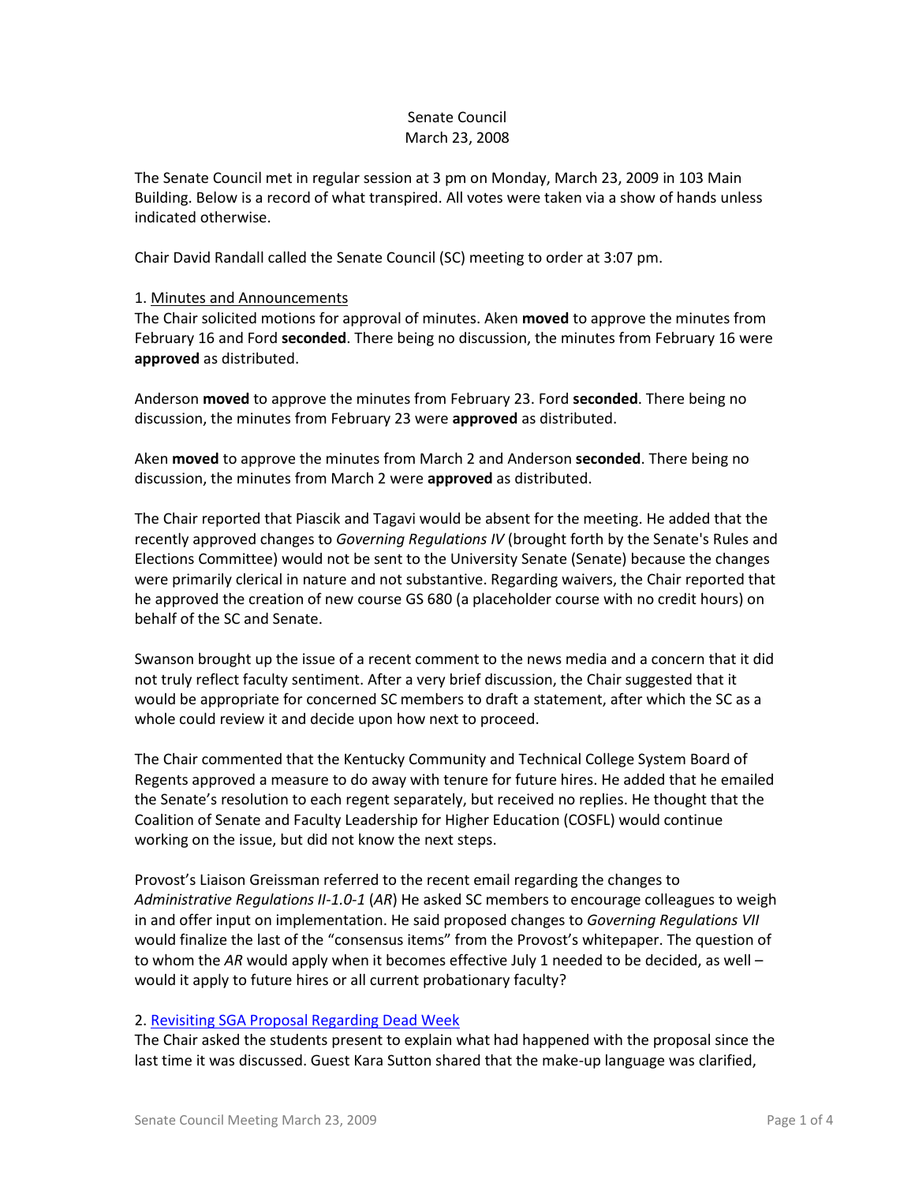Senate Council
March 23, 2008

The Senate Council met in regular session at 3 pm on Monday, March 23, 2009 in 103 Main Building. Below is a record of what transpired. All votes were taken via a show of hands unless indicated otherwise.

Chair David Randall called the Senate Council (SC) meeting to order at 3:07 pm.

1. Minutes and Announcements

The Chair solicited motions for approval of minutes. Aken **moved** to approve the minutes from February 16 and Ford **seconded**. There being no discussion, the minutes from February 16 were **approved** as distributed.

Anderson **moved** to approve the minutes from February 23. Ford **seconded**. There being no discussion, the minutes from February 23 were **approved** as distributed.

Aken **moved** to approve the minutes from March 2 and Anderson **seconded**. There being no discussion, the minutes from March 2 were **approved** as distributed.

The Chair reported that Piascik and Tagavi would be absent for the meeting. He added that the recently approved changes to *Governing Regulations IV* (brought forth by the Senate's Rules and Elections Committee) would not be sent to the University Senate (Senate) because the changes were primarily clerical in nature and not substantive. Regarding waivers, the Chair reported that he approved the creation of new course GS 680 (a placeholder course with no credit hours) on behalf of the SC and Senate.

Swanson brought up the issue of a recent comment to the news media and a concern that it did not truly reflect faculty sentiment. After a very brief discussion, the Chair suggested that it would be appropriate for concerned SC members to draft a statement, after which the SC as a whole could review it and decide upon how next to proceed.

The Chair commented that the Kentucky Community and Technical College System Board of Regents approved a measure to do away with tenure for future hires. He added that he emailed the Senate's resolution to each regent separately, but received no replies. He thought that the Coalition of Senate and Faculty Leadership for Higher Education (COSFL) would continue working on the issue, but did not know the next steps.

Provost's Liaison Greissman referred to the recent email regarding the changes to *Administrative Regulations II-1.0-1* (*AR*) He asked SC members to encourage colleagues to weigh in and offer input on implementation. He said proposed changes to *Governing Regulations VII* would finalize the last of the "consensus items" from the Provost's whitepaper. The question of to whom the *AR* would apply when it becomes effective July 1 needed to be decided, as well – would it apply to future hires or all current probationary faculty?

2. Revisiting SGA Proposal Regarding Dead Week

The Chair asked the students present to explain what had happened with the proposal since the last time it was discussed. Guest Kara Sutton shared that the make-up language was clarified,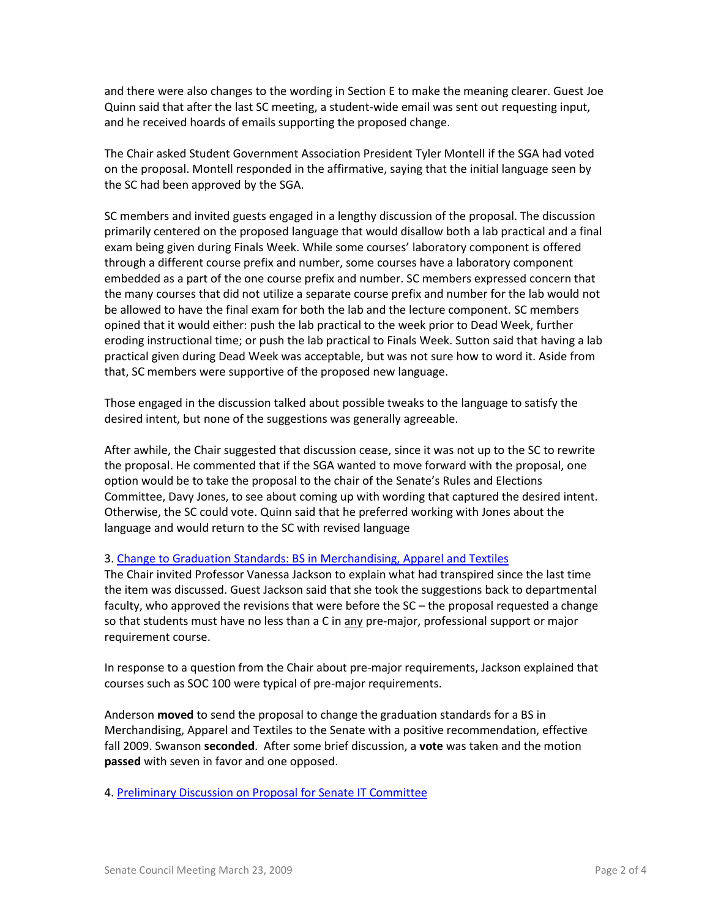and there were also changes to the wording in Section E to make the meaning clearer. Guest Joe Quinn said that after the last SC meeting, a student-wide email was sent out requesting input, and he received hoards of emails supporting the proposed change.

The Chair asked Student Government Association President Tyler Montell if the SGA had voted on the proposal. Montell responded in the affirmative, saying that the initial language seen by the SC had been approved by the SGA.

SC members and invited guests engaged in a lengthy discussion of the proposal. The discussion primarily centered on the proposed language that would disallow both a lab practical and a final exam being given during Finals Week. While some courses' laboratory component is offered through a different course prefix and number, some courses have a laboratory component embedded as a part of the one course prefix and number. SC members expressed concern that the many courses that did not utilize a separate course prefix and number for the lab would not be allowed to have the final exam for both the lab and the lecture component. SC members opined that it would either: push the lab practical to the week prior to Dead Week, further eroding instructional time; or push the lab practical to Finals Week. Sutton said that having a lab practical given during Dead Week was acceptable, but was not sure how to word it. Aside from that, SC members were supportive of the proposed new language.

Those engaged in the discussion talked about possible tweaks to the language to satisfy the desired intent, but none of the suggestions was generally agreeable.

After awhile, the Chair suggested that discussion cease, since it was not up to the SC to rewrite the proposal. He commented that if the SGA wanted to move forward with the proposal, one option would be to take the proposal to the chair of the Senate's Rules and Elections Committee, Davy Jones, to see about coming up with wording that captured the desired intent. Otherwise, the SC could vote. Quinn said that he preferred working with Jones about the language and would return to the SC with revised language

3. Change to Graduation Standards: BS in Merchandising, Apparel and Textiles

The Chair invited Professor Vanessa Jackson to explain what had transpired since the last time the item was discussed. Guest Jackson said that she took the suggestions back to departmental faculty, who approved the revisions that were before the SC – the proposal requested a change so that students must have no less than a C in any pre-major, professional support or major requirement course.

In response to a question from the Chair about pre-major requirements, Jackson explained that courses such as SOC 100 were typical of pre-major requirements.

Anderson **moved** to send the proposal to change the graduation standards for a BS in Merchandising, Apparel and Textiles to the Senate with a positive recommendation, effective fall 2009. Swanson **seconded**. After some brief discussion, a **vote** was taken and the motion **passed** with seven in favor and one opposed.

4. Preliminary Discussion on Proposal for Senate IT Committee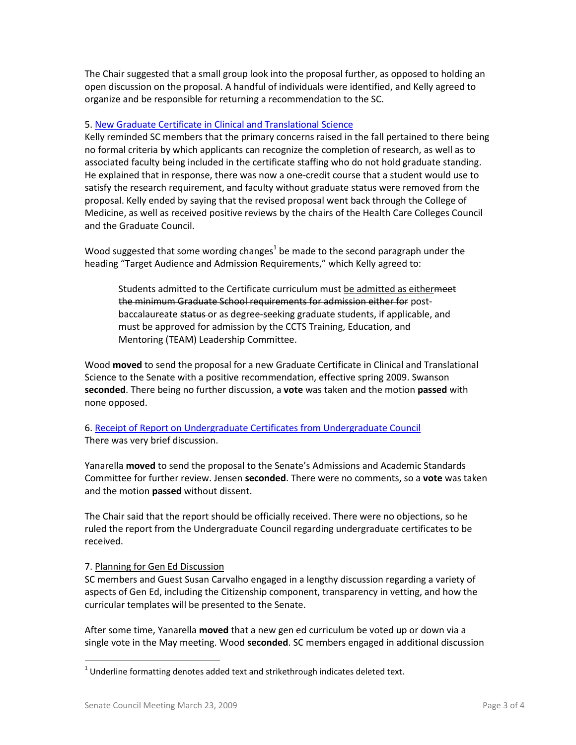The Chair suggested that a small group look into the proposal further, as opposed to holding an open discussion on the proposal. A handful of individuals were identified, and Kelly agreed to organize and be responsible for returning a recommendation to the SC.

5. New Graduate Certificate in Clinical and Translational Science

Kelly reminded SC members that the primary concerns raised in the fall pertained to there being no formal criteria by which applicants can recognize the completion of research, as well as to associated faculty being included in the certificate staffing who do not hold graduate standing. He explained that in response, there was now a one-credit course that a student would use to satisfy the research requirement, and faculty without graduate status were removed from the proposal. Kelly ended by saying that the revised proposal went back through the College of Medicine, as well as received positive reviews by the chairs of the Health Care Colleges Council and the Graduate Council.

Wood suggested that some wording changes[1] be made to the second paragraph under the heading "Target Audience and Admission Requirements," which Kelly agreed to:

> Students admitted to the Certificate curriculum must <u>be admitted as either</u>~~meet the minimum Graduate School requirements for admission either for~~ post-baccalaureate ~~status~~ or as degree-seeking graduate students, if applicable, and must be approved for admission by the CCTS Training, Education, and Mentoring (TEAM) Leadership Committee.

Wood **moved** to send the proposal for a new Graduate Certificate in Clinical and Translational Science to the Senate with a positive recommendation, effective spring 2009. Swanson **seconded**. There being no further discussion, a **vote** was taken and the motion **passed** with none opposed.

6. Receipt of Report on Undergraduate Certificates from Undergraduate Council

There was very brief discussion.

Yanarella **moved** to send the proposal to the Senate's Admissions and Academic Standards Committee for further review. Jensen **seconded**. There were no comments, so a **vote** was taken and the motion **passed** without dissent.

The Chair said that the report should be officially received. There were no objections, so he ruled the report from the Undergraduate Council regarding undergraduate certificates to be received.

7. Planning for Gen Ed Discussion

SC members and Guest Susan Carvalho engaged in a lengthy discussion regarding a variety of aspects of Gen Ed, including the Citizenship component, transparency in vetting, and how the curricular templates will be presented to the Senate.

After some time, Yanarella **moved** that a new gen ed curriculum be voted up or down via a single vote in the May meeting. Wood **seconded**. SC members engaged in additional discussion

[1] Underline formatting denotes added text and strikethrough indicates deleted text.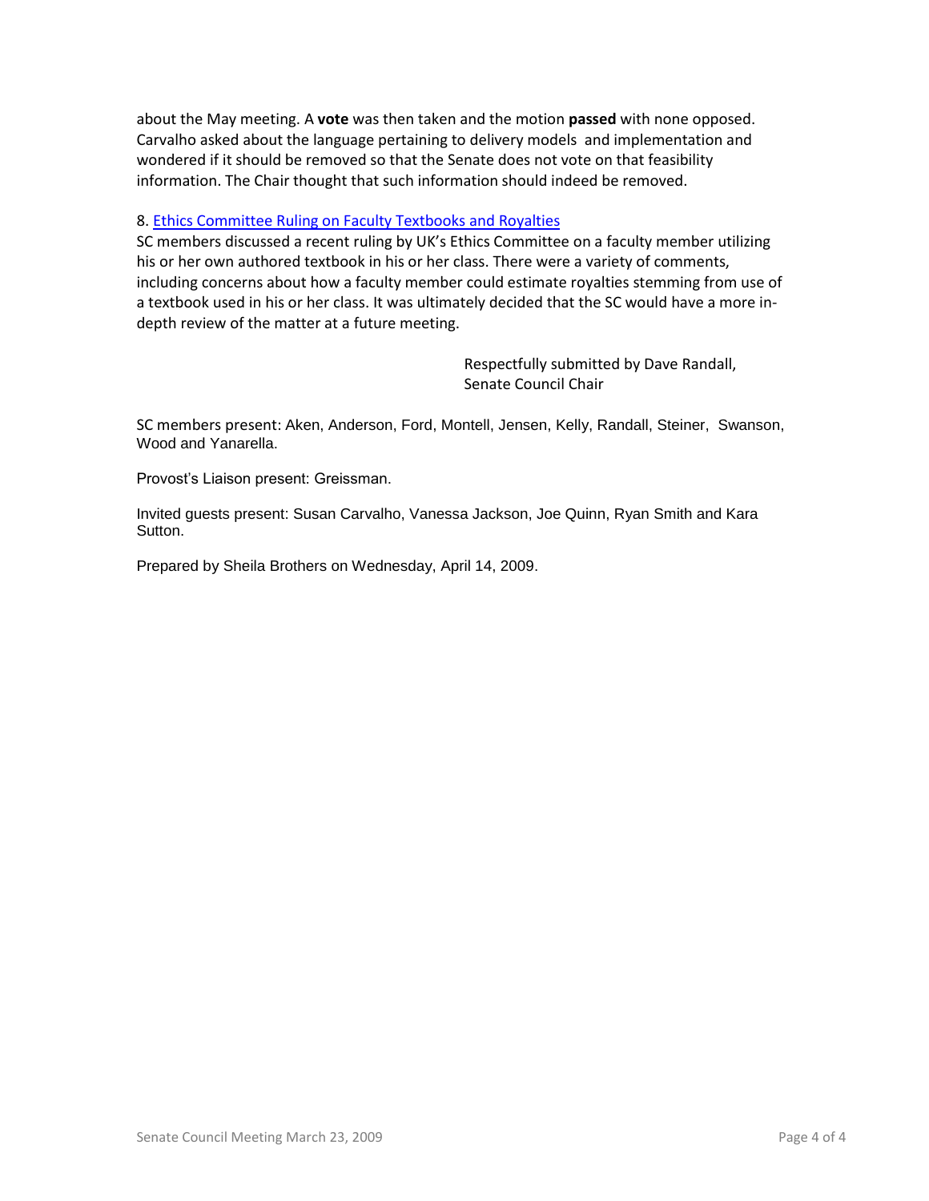about the May meeting. A **vote** was then taken and the motion **passed** with none opposed. Carvalho asked about the language pertaining to delivery models and implementation and wondered if it should be removed so that the Senate does not vote on that feasibility information. The Chair thought that such information should indeed be removed.

8. Ethics Committee Ruling on Faculty Textbooks and Royalties

SC members discussed a recent ruling by UK's Ethics Committee on a faculty member utilizing his or her own authored textbook in his or her class. There were a variety of comments, including concerns about how a faculty member could estimate royalties stemming from use of a textbook used in his or her class. It was ultimately decided that the SC would have a more in-depth review of the matter at a future meeting.

Respectfully submitted by Dave Randall,
Senate Council Chair

SC members present: Aken, Anderson, Ford, Montell, Jensen, Kelly, Randall, Steiner, Swanson, Wood and Yanarella.

Provost's Liaison present: Greissman.

Invited guests present: Susan Carvalho, Vanessa Jackson, Joe Quinn, Ryan Smith and Kara Sutton.

Prepared by Sheila Brothers on Wednesday, April 14, 2009.